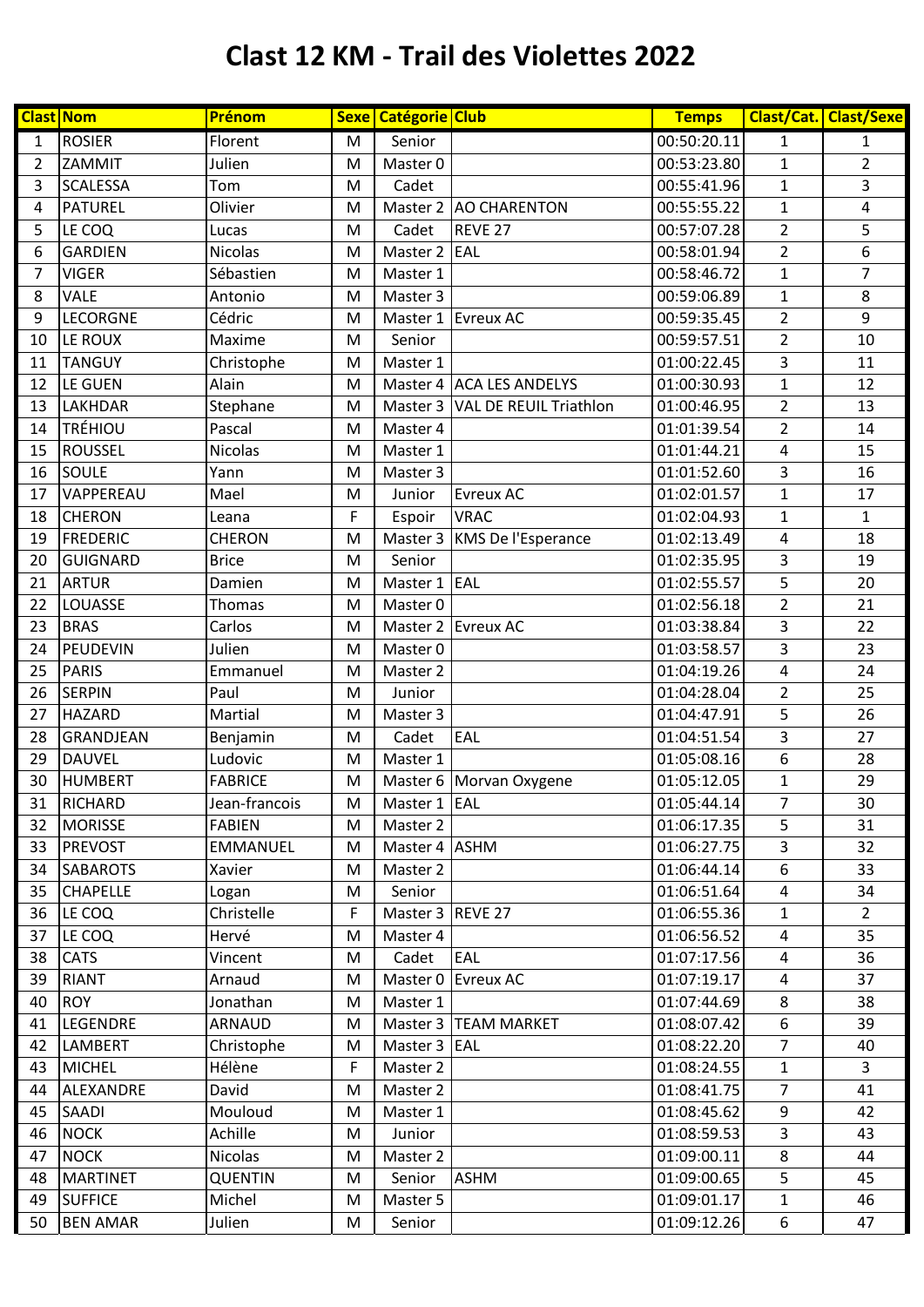# Clast 12 KM - Trail des Violettes 2022

| Clast | Nom | Prénom | Sexe | Catégorie | Club | Temps | Clast/Cat. | Clast/Sexe |
|---|---|---|---|---|---|---|---|---|
| 1 | ROSIER | Florent | M | Senior | | 00:50:20.11 | 1 | 1 |
| 2 | ZAMMIT | Julien | M | Master 0 | | 00:53:23.80 | 1 | 2 |
| 3 | SCALESSA | Tom | M | Cadet | | 00:55:41.96 | 1 | 3 |
| 4 | PATUREL | Olivier | M | Master 2 | AO CHARENTON | 00:55:55.22 | 1 | 4 |
| 5 | LE COQ | Lucas | M | Cadet | REVE 27 | 00:57:07.28 | 2 | 5 |
| 6 | GARDIEN | Nicolas | M | Master 2 | EAL | 00:58:01.94 | 2 | 6 |
| 7 | VIGER | Sébastien | M | Master 1 | | 00:58:46.72 | 1 | 7 |
| 8 | VALE | Antonio | M | Master 3 | | 00:59:06.89 | 1 | 8 |
| 9 | LECORGNE | Cédric | M | Master 1 | Evreux AC | 00:59:35.45 | 2 | 9 |
| 10 | LE ROUX | Maxime | M | Senior | | 00:59:57.51 | 2 | 10 |
| 11 | TANGUY | Christophe | M | Master 1 | | 01:00:22.45 | 3 | 11 |
| 12 | LE GUEN | Alain | M | Master 4 | ACA LES ANDELYS | 01:00:30.93 | 1 | 12 |
| 13 | LAKHDAR | Stephane | M | Master 3 | VAL DE REUIL Triathlon | 01:00:46.95 | 2 | 13 |
| 14 | TRÉHIOU | Pascal | M | Master 4 | | 01:01:39.54 | 2 | 14 |
| 15 | ROUSSEL | Nicolas | M | Master 1 | | 01:01:44.21 | 4 | 15 |
| 16 | SOULE | Yann | M | Master 3 | | 01:01:52.60 | 3 | 16 |
| 17 | VAPPEREAU | Mael | M | Junior | Evreux AC | 01:02:01.57 | 1 | 17 |
| 18 | CHERON | Leana | F | Espoir | VRAC | 01:02:04.93 | 1 | 1 |
| 19 | FREDERIC | CHERON | M | Master 3 | KMS De l'Esperance | 01:02:13.49 | 4 | 18 |
| 20 | GUIGNARD | Brice | M | Senior | | 01:02:35.95 | 3 | 19 |
| 21 | ARTUR | Damien | M | Master 1 | EAL | 01:02:55.57 | 5 | 20 |
| 22 | LOUASSE | Thomas | M | Master 0 | | 01:02:56.18 | 2 | 21 |
| 23 | BRAS | Carlos | M | Master 2 | Evreux AC | 01:03:38.84 | 3 | 22 |
| 24 | PEUDEVIN | Julien | M | Master 0 | | 01:03:58.57 | 3 | 23 |
| 25 | PARIS | Emmanuel | M | Master 2 | | 01:04:19.26 | 4 | 24 |
| 26 | SERPIN | Paul | M | Junior | | 01:04:28.04 | 2 | 25 |
| 27 | HAZARD | Martial | M | Master 3 | | 01:04:47.91 | 5 | 26 |
| 28 | GRANDJEAN | Benjamin | M | Cadet | EAL | 01:04:51.54 | 3 | 27 |
| 29 | DAUVEL | Ludovic | M | Master 1 | | 01:05:08.16 | 6 | 28 |
| 30 | HUMBERT | FABRICE | M | Master 6 | Morvan Oxygene | 01:05:12.05 | 1 | 29 |
| 31 | RICHARD | Jean-francois | M | Master 1 | EAL | 01:05:44.14 | 7 | 30 |
| 32 | MORISSE | FABIEN | M | Master 2 | | 01:06:17.35 | 5 | 31 |
| 33 | PREVOST | EMMANUEL | M | Master 4 | ASHM | 01:06:27.75 | 3 | 32 |
| 34 | SABAROTS | Xavier | M | Master 2 | | 01:06:44.14 | 6 | 33 |
| 35 | CHAPELLE | Logan | M | Senior | | 01:06:51.64 | 4 | 34 |
| 36 | LE COQ | Christelle | F | Master 3 | REVE 27 | 01:06:55.36 | 1 | 2 |
| 37 | LE COQ | Hervé | M | Master 4 | | 01:06:56.52 | 4 | 35 |
| 38 | CATS | Vincent | M | Cadet | EAL | 01:07:17.56 | 4 | 36 |
| 39 | RIANT | Arnaud | M | Master 0 | Evreux AC | 01:07:19.17 | 4 | 37 |
| 40 | ROY | Jonathan | M | Master 1 | | 01:07:44.69 | 8 | 38 |
| 41 | LEGENDRE | ARNAUD | M | Master 3 | TEAM MARKET | 01:08:07.42 | 6 | 39 |
| 42 | LAMBERT | Christophe | M | Master 3 | EAL | 01:08:22.20 | 7 | 40 |
| 43 | MICHEL | Hélène | F | Master 2 | | 01:08:24.55 | 1 | 3 |
| 44 | ALEXANDRE | David | M | Master 2 | | 01:08:41.75 | 7 | 41 |
| 45 | SAADI | Mouloud | M | Master 1 | | 01:08:45.62 | 9 | 42 |
| 46 | NOCK | Achille | M | Junior | | 01:08:59.53 | 3 | 43 |
| 47 | NOCK | Nicolas | M | Master 2 | | 01:09:00.11 | 8 | 44 |
| 48 | MARTINET | QUENTIN | M | Senior | ASHM | 01:09:00.65 | 5 | 45 |
| 49 | SUFFICE | Michel | M | Master 5 | | 01:09:01.17 | 1 | 46 |
| 50 | BEN AMAR | Julien | M | Senior | | 01:09:12.26 | 6 | 47 |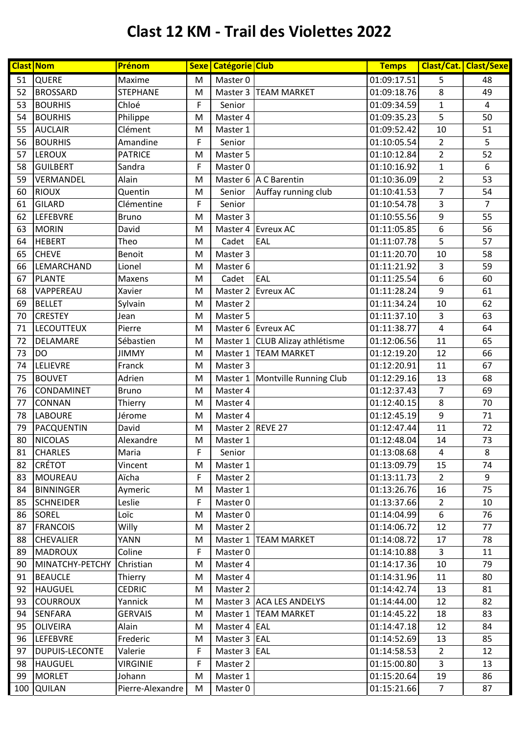# Clast 12 KM - Trail des Violettes 2022

| Clast | Nom | Prénom | Sexe | Catégorie | Club | Temps | Clast/Cat. | Clast/Sexe |
|---|---|---|---|---|---|---|---|---|
| 51 | QUERE | Maxime | M | Master 0 | | 01:09:17.51 | 5 | 48 |
| 52 | BROSSARD | STEPHANE | M | Master 3 | TEAM MARKET | 01:09:18.76 | 8 | 49 |
| 53 | BOURHIS | Chloé | F | Senior | | 01:09:34.59 | 1 | 4 |
| 54 | BOURHIS | Philippe | M | Master 4 | | 01:09:35.23 | 5 | 50 |
| 55 | AUCLAIR | Clément | M | Master 1 | | 01:09:52.42 | 10 | 51 |
| 56 | BOURHIS | Amandine | F | Senior | | 01:10:05.54 | 2 | 5 |
| 57 | LEROUX | PATRICE | M | Master 5 | | 01:10:12.84 | 2 | 52 |
| 58 | GUILBERT | Sandra | F | Master 0 | | 01:10:16.92 | 1 | 6 |
| 59 | VERMANDEL | Alain | M | Master 6 | A C Barentin | 01:10:36.09 | 2 | 53 |
| 60 | RIOUX | Quentin | M | Senior | Auffay running club | 01:10:41.53 | 7 | 54 |
| 61 | GILARD | Clémentine | F | Senior | | 01:10:54.78 | 3 | 7 |
| 62 | LEFEBVRE | Bruno | M | Master 3 | | 01:10:55.56 | 9 | 55 |
| 63 | MORIN | David | M | Master 4 | Evreux AC | 01:11:05.85 | 6 | 56 |
| 64 | HEBERT | Theo | M | Cadet | EAL | 01:11:07.78 | 5 | 57 |
| 65 | CHEVE | Benoit | M | Master 3 | | 01:11:20.70 | 10 | 58 |
| 66 | LEMARCHAND | Lionel | M | Master 6 | | 01:11:21.92 | 3 | 59 |
| 67 | PLANTE | Maxens | M | Cadet | EAL | 01:11:25.54 | 6 | 60 |
| 68 | VAPPEREAU | Xavier | M | Master 2 | Evreux AC | 01:11:28.24 | 9 | 61 |
| 69 | BELLET | Sylvain | M | Master 2 | | 01:11:34.24 | 10 | 62 |
| 70 | CRESTEY | Jean | M | Master 5 | | 01:11:37.10 | 3 | 63 |
| 71 | LECOUTTEUX | Pierre | M | Master 6 | Evreux AC | 01:11:38.77 | 4 | 64 |
| 72 | DELAMARE | Sébastien | M | Master 1 | CLUB Alizay athlétisme | 01:12:06.56 | 11 | 65 |
| 73 | DO | JIMMY | M | Master 1 | TEAM MARKET | 01:12:19.20 | 12 | 66 |
| 74 | LELIEVRE | Franck | M | Master 3 | | 01:12:20.91 | 11 | 67 |
| 75 | BOUVET | Adrien | M | Master 1 | Montville Running Club | 01:12:29.16 | 13 | 68 |
| 76 | CONDAMINET | Bruno | M | Master 4 | | 01:12:37.43 | 7 | 69 |
| 77 | CONNAN | Thierry | M | Master 4 | | 01:12:40.15 | 8 | 70 |
| 78 | LABOURE | Jérome | M | Master 4 | | 01:12:45.19 | 9 | 71 |
| 79 | PACQUENTIN | David | M | Master 2 | REVE 27 | 01:12:47.44 | 11 | 72 |
| 80 | NICOLAS | Alexandre | M | Master 1 | | 01:12:48.04 | 14 | 73 |
| 81 | CHARLES | Maria | F | Senior | | 01:13:08.68 | 4 | 8 |
| 82 | CRÉTOT | Vincent | M | Master 1 | | 01:13:09.79 | 15 | 74 |
| 83 | MOUREAU | Aïcha | F | Master 2 | | 01:13:11.73 | 2 | 9 |
| 84 | BINNINGER | Aymeric | M | Master 1 | | 01:13:26.76 | 16 | 75 |
| 85 | SCHNEIDER | Leslie | F | Master 0 | | 01:13:37.66 | 2 | 10 |
| 86 | SOREL | Loïc | M | Master 0 | | 01:14:04.99 | 6 | 76 |
| 87 | FRANCOIS | Willy | M | Master 2 | | 01:14:06.72 | 12 | 77 |
| 88 | CHEVALIER | YANN | M | Master 1 | TEAM MARKET | 01:14:08.72 | 17 | 78 |
| 89 | MADROUX | Coline | F | Master 0 | | 01:14:10.88 | 3 | 11 |
| 90 | MINATCHY-PETCHY | Christian | M | Master 4 | | 01:14:17.36 | 10 | 79 |
| 91 | BEAUCLE | Thierry | M | Master 4 | | 01:14:31.96 | 11 | 80 |
| 92 | HAUGUEL | CEDRIC | M | Master 2 | | 01:14:42.74 | 13 | 81 |
| 93 | COURROUX | Yannick | M | Master 3 | ACA LES ANDELYS | 01:14:44.00 | 12 | 82 |
| 94 | SENFARA | GERVAIS | M | Master 1 | TEAM MARKET | 01:14:45.22 | 18 | 83 |
| 95 | OLIVEIRA | Alain | M | Master 4 | EAL | 01:14:47.18 | 12 | 84 |
| 96 | LEFEBVRE | Frederic | M | Master 3 | EAL | 01:14:52.69 | 13 | 85 |
| 97 | DUPUIS-LECONTE | Valerie | F | Master 3 | EAL | 01:14:58.53 | 2 | 12 |
| 98 | HAUGUEL | VIRGINIE | F | Master 2 | | 01:15:00.80 | 3 | 13 |
| 99 | MORLET | Johann | M | Master 1 | | 01:15:20.64 | 19 | 86 |
| 100 | QUILAN | Pierre-Alexandre | M | Master 0 | | 01:15:21.66 | 7 | 87 |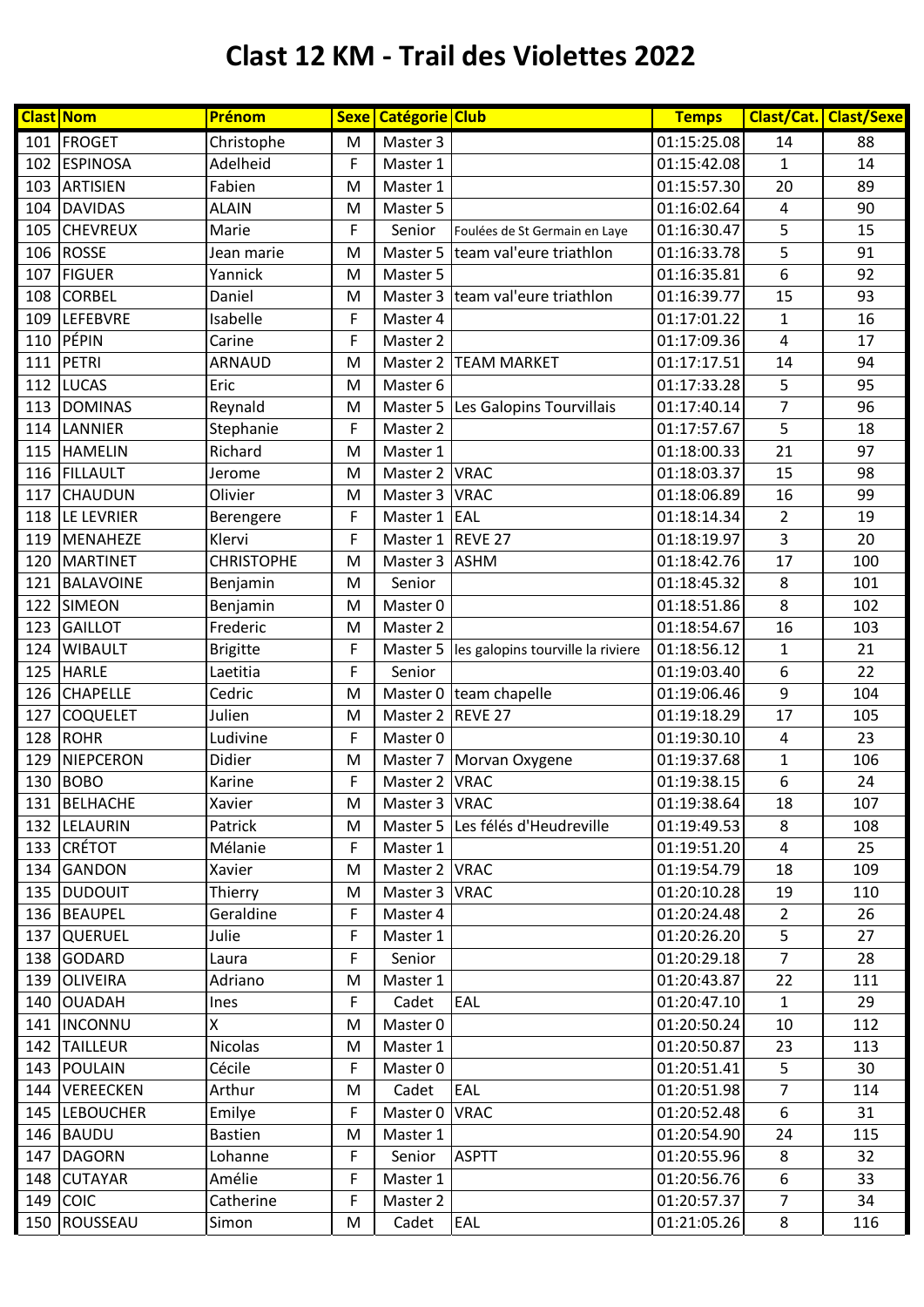# Clast 12 KM - Trail des Violettes 2022

| Clast | Nom | Prénom | Sexe | Catégorie | Club | Temps | Clast/Cat. | Clast/Sexe |
|---|---|---|---|---|---|---|---|---|
| 101 | FROGET | Christophe | M | Master 3 | | 01:15:25.08 | 14 | 88 |
| 102 | ESPINOSA | Adelheid | F | Master 1 | | 01:15:42.08 | 1 | 14 |
| 103 | ARTISIEN | Fabien | M | Master 1 | | 01:15:57.30 | 20 | 89 |
| 104 | DAVIDAS | ALAIN | M | Master 5 | | 01:16:02.64 | 4 | 90 |
| 105 | CHEVREUX | Marie | F | Senior | Foulées de St Germain en Laye | 01:16:30.47 | 5 | 15 |
| 106 | ROSSE | Jean marie | M | Master 5 | team val'eure triathlon | 01:16:33.78 | 5 | 91 |
| 107 | FIGUER | Yannick | M | Master 5 | | 01:16:35.81 | 6 | 92 |
| 108 | CORBEL | Daniel | M | Master 3 | team val'eure triathlon | 01:16:39.77 | 15 | 93 |
| 109 | LEFEBVRE | Isabelle | F | Master 4 | | 01:17:01.22 | 1 | 16 |
| 110 | PÉPIN | Carine | F | Master 2 | | 01:17:09.36 | 4 | 17 |
| 111 | PETRI | ARNAUD | M | Master 2 | TEAM MARKET | 01:17:17.51 | 14 | 94 |
| 112 | LUCAS | Eric | M | Master 6 | | 01:17:33.28 | 5 | 95 |
| 113 | DOMINAS | Reynald | M | Master 5 | Les Galopins Tourvillais | 01:17:40.14 | 7 | 96 |
| 114 | LANNIER | Stephanie | F | Master 2 | | 01:17:57.67 | 5 | 18 |
| 115 | HAMELIN | Richard | M | Master 1 | | 01:18:00.33 | 21 | 97 |
| 116 | FILLAULT | Jerome | M | Master 2 | VRAC | 01:18:03.37 | 15 | 98 |
| 117 | CHAUDUN | Olivier | M | Master 3 | VRAC | 01:18:06.89 | 16 | 99 |
| 118 | LE LEVRIER | Berengere | F | Master 1 | EAL | 01:18:14.34 | 2 | 19 |
| 119 | MENAHEZE | Klervi | F | Master 1 | REVE 27 | 01:18:19.97 | 3 | 20 |
| 120 | MARTINET | CHRISTOPHE | M | Master 3 | ASHM | 01:18:42.76 | 17 | 100 |
| 121 | BALAVOINE | Benjamin | M | Senior | | 01:18:45.32 | 8 | 101 |
| 122 | SIMEON | Benjamin | M | Master 0 | | 01:18:51.86 | 8 | 102 |
| 123 | GAILLOT | Frederic | M | Master 2 | | 01:18:54.67 | 16 | 103 |
| 124 | WIBAULT | Brigitte | F | Master 5 | les galopins tourville la riviere | 01:18:56.12 | 1 | 21 |
| 125 | HARLE | Laetitia | F | Senior | | 01:19:03.40 | 6 | 22 |
| 126 | CHAPELLE | Cedric | M | Master 0 | team chapelle | 01:19:06.46 | 9 | 104 |
| 127 | COQUELET | Julien | M | Master 2 | REVE 27 | 01:19:18.29 | 17 | 105 |
| 128 | ROHR | Ludivine | F | Master 0 | | 01:19:30.10 | 4 | 23 |
| 129 | NIEPCERON | Didier | M | Master 7 | Morvan Oxygene | 01:19:37.68 | 1 | 106 |
| 130 | BOBO | Karine | F | Master 2 | VRAC | 01:19:38.15 | 6 | 24 |
| 131 | BELHACHE | Xavier | M | Master 3 | VRAC | 01:19:38.64 | 18 | 107 |
| 132 | LELAURIN | Patrick | M | Master 5 | Les félés d'Heudreville | 01:19:49.53 | 8 | 108 |
| 133 | CRÉTOT | Mélanie | F | Master 1 | | 01:19:51.20 | 4 | 25 |
| 134 | GANDON | Xavier | M | Master 2 | VRAC | 01:19:54.79 | 18 | 109 |
| 135 | DUDOUIT | Thierry | M | Master 3 | VRAC | 01:20:10.28 | 19 | 110 |
| 136 | BEAUPEL | Geraldine | F | Master 4 | | 01:20:24.48 | 2 | 26 |
| 137 | QUERUEL | Julie | F | Master 1 | | 01:20:26.20 | 5 | 27 |
| 138 | GODARD | Laura | F | Senior | | 01:20:29.18 | 7 | 28 |
| 139 | OLIVEIRA | Adriano | M | Master 1 | | 01:20:43.87 | 22 | 111 |
| 140 | OUADAH | Ines | F | Cadet | EAL | 01:20:47.10 | 1 | 29 |
| 141 | INCONNU | X | M | Master 0 | | 01:20:50.24 | 10 | 112 |
| 142 | TAILLEUR | Nicolas | M | Master 1 | | 01:20:50.87 | 23 | 113 |
| 143 | POULAIN | Cécile | F | Master 0 | | 01:20:51.41 | 5 | 30 |
| 144 | VEREECKEN | Arthur | M | Cadet | EAL | 01:20:51.98 | 7 | 114 |
| 145 | LEBOUCHER | Emilye | F | Master 0 | VRAC | 01:20:52.48 | 6 | 31 |
| 146 | BAUDU | Bastien | M | Master 1 | | 01:20:54.90 | 24 | 115 |
| 147 | DAGORN | Lohanne | F | Senior | ASPTT | 01:20:55.96 | 8 | 32 |
| 148 | CUTAYAR | Amélie | F | Master 1 | | 01:20:56.76 | 6 | 33 |
| 149 | COIC | Catherine | F | Master 2 | | 01:20:57.37 | 7 | 34 |
| 150 | ROUSSEAU | Simon | M | Cadet | EAL | 01:21:05.26 | 8 | 116 |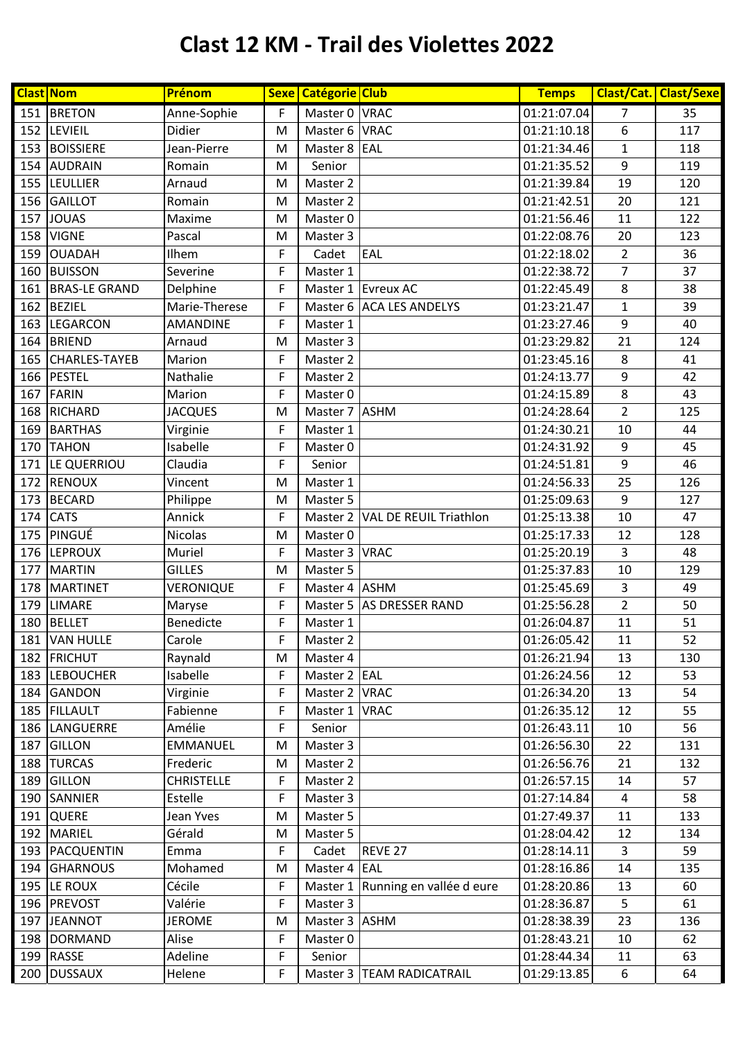# Clast 12 KM - Trail des Violettes 2022

| Clast | Nom | Prénom | Sexe | Catégorie | Club | Temps | Clast/Cat. | Clast/Sexe |
|---|---|---|---|---|---|---|---|---|
| 151 | BRETON | Anne-Sophie | F | Master 0 | VRAC | 01:21:07.04 | 7 | 35 |
| 152 | LEVIEIL | Didier | M | Master 6 | VRAC | 01:21:10.18 | 6 | 117 |
| 153 | BOISSIERE | Jean-Pierre | M | Master 8 | EAL | 01:21:34.46 | 1 | 118 |
| 154 | AUDRAIN | Romain | M | Senior | | 01:21:35.52 | 9 | 119 |
| 155 | LEULLIER | Arnaud | M | Master 2 | | 01:21:39.84 | 19 | 120 |
| 156 | GAILLOT | Romain | M | Master 2 | | 01:21:42.51 | 20 | 121 |
| 157 | JOUAS | Maxime | M | Master 0 | | 01:21:56.46 | 11 | 122 |
| 158 | VIGNE | Pascal | M | Master 3 | | 01:22:08.76 | 20 | 123 |
| 159 | OUADAH | Ilhem | F | Cadet | EAL | 01:22:18.02 | 2 | 36 |
| 160 | BUISSON | Severine | F | Master 1 | | 01:22:38.72 | 7 | 37 |
| 161 | BRAS-LE GRAND | Delphine | F | Master 1 | Evreux AC | 01:22:45.49 | 8 | 38 |
| 162 | BEZIEL | Marie-Therese | F | Master 6 | ACA LES ANDELYS | 01:23:21.47 | 1 | 39 |
| 163 | LEGARCON | AMANDINE | F | Master 1 | | 01:23:27.46 | 9 | 40 |
| 164 | BRIEND | Arnaud | M | Master 3 | | 01:23:29.82 | 21 | 124 |
| 165 | CHARLES-TAYEB | Marion | F | Master 2 | | 01:23:45.16 | 8 | 41 |
| 166 | PESTEL | Nathalie | F | Master 2 | | 01:24:13.77 | 9 | 42 |
| 167 | FARIN | Marion | F | Master 0 | | 01:24:15.89 | 8 | 43 |
| 168 | RICHARD | JACQUES | M | Master 7 | ASHM | 01:24:28.64 | 2 | 125 |
| 169 | BARTHAS | Virginie | F | Master 1 | | 01:24:30.21 | 10 | 44 |
| 170 | TAHON | Isabelle | F | Master 0 | | 01:24:31.92 | 9 | 45 |
| 171 | LE QUERRIOU | Claudia | F | Senior | | 01:24:51.81 | 9 | 46 |
| 172 | RENOUX | Vincent | M | Master 1 | | 01:24:56.33 | 25 | 126 |
| 173 | BECARD | Philippe | M | Master 5 | | 01:25:09.63 | 9 | 127 |
| 174 | CATS | Annick | F | Master 2 | VAL DE REUIL Triathlon | 01:25:13.38 | 10 | 47 |
| 175 | PINGUÉ | Nicolas | M | Master 0 | | 01:25:17.33 | 12 | 128 |
| 176 | LEPROUX | Muriel | F | Master 3 | VRAC | 01:25:20.19 | 3 | 48 |
| 177 | MARTIN | GILLES | M | Master 5 | | 01:25:37.83 | 10 | 129 |
| 178 | MARTINET | VERONIQUE | F | Master 4 | ASHM | 01:25:45.69 | 3 | 49 |
| 179 | LIMARE | Maryse | F | Master 5 | AS DRESSER RAND | 01:25:56.28 | 2 | 50 |
| 180 | BELLET | Benedicte | F | Master 1 | | 01:26:04.87 | 11 | 51 |
| 181 | VAN HULLE | Carole | F | Master 2 | | 01:26:05.42 | 11 | 52 |
| 182 | FRICHUT | Raynald | M | Master 4 | | 01:26:21.94 | 13 | 130 |
| 183 | LEBOUCHER | Isabelle | F | Master 2 | EAL | 01:26:24.56 | 12 | 53 |
| 184 | GANDON | Virginie | F | Master 2 | VRAC | 01:26:34.20 | 13 | 54 |
| 185 | FILLAULT | Fabienne | F | Master 1 | VRAC | 01:26:35.12 | 12 | 55 |
| 186 | LANGUERRE | Amélie | F | Senior | | 01:26:43.11 | 10 | 56 |
| 187 | GILLON | EMMANUEL | M | Master 3 | | 01:26:56.30 | 22 | 131 |
| 188 | TURCAS | Frederic | M | Master 2 | | 01:26:56.76 | 21 | 132 |
| 189 | GILLON | CHRISTELLE | F | Master 2 | | 01:26:57.15 | 14 | 57 |
| 190 | SANNIER | Estelle | F | Master 3 | | 01:27:14.84 | 4 | 58 |
| 191 | QUERE | Jean Yves | M | Master 5 | | 01:27:49.37 | 11 | 133 |
| 192 | MARIEL | Gérald | M | Master 5 | | 01:28:04.42 | 12 | 134 |
| 193 | PACQUENTIN | Emma | F | Cadet | REVE 27 | 01:28:14.11 | 3 | 59 |
| 194 | GHARNOUS | Mohamed | M | Master 4 | EAL | 01:28:16.86 | 14 | 135 |
| 195 | LE ROUX | Cécile | F | Master 1 | Running en vallée d eure | 01:28:20.86 | 13 | 60 |
| 196 | PREVOST | Valérie | F | Master 3 | | 01:28:36.87 | 5 | 61 |
| 197 | JEANNOT | JEROME | M | Master 3 | ASHM | 01:28:38.39 | 23 | 136 |
| 198 | DORMAND | Alise | F | Master 0 | | 01:28:43.21 | 10 | 62 |
| 199 | RASSE | Adeline | F | Senior | | 01:28:44.34 | 11 | 63 |
| 200 | DUSSAUX | Helene | F | Master 3 | TEAM RADICATRAIL | 01:29:13.85 | 6 | 64 |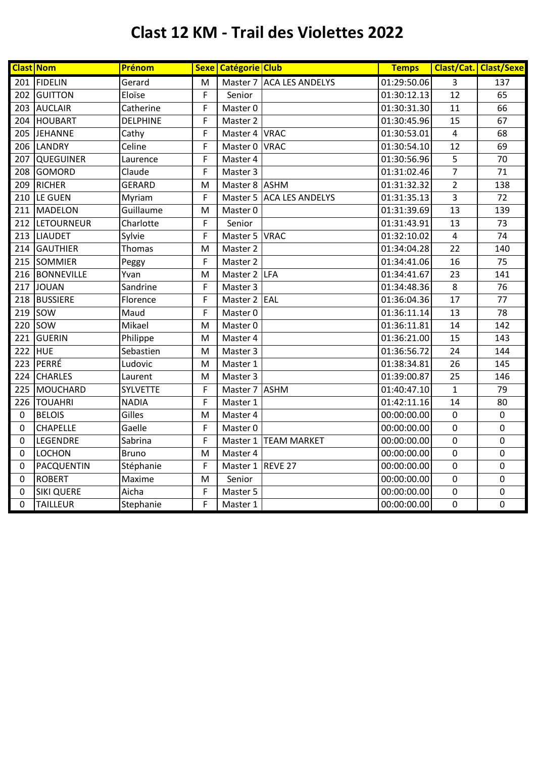# Clast 12 KM - Trail des Violettes 2022

| Clast | Nom | Prénom | Sexe | Catégorie | Club | Temps | Clast/Cat. | Clast/Sexe |
|---|---|---|---|---|---|---|---|---|
| 201 | FIDELIN | Gerard | M | Master 7 | ACA LES ANDELYS | 01:29:50.06 | 3 | 137 |
| 202 | GUITTON | Eloïse | F | Senior | | 01:30:12.13 | 12 | 65 |
| 203 | AUCLAIR | Catherine | F | Master 0 | | 01:30:31.30 | 11 | 66 |
| 204 | HOUBART | DELPHINE | F | Master 2 | | 01:30:45.96 | 15 | 67 |
| 205 | JEHANNE | Cathy | F | Master 4 | VRAC | 01:30:53.01 | 4 | 68 |
| 206 | LANDRY | Celine | F | Master 0 | VRAC | 01:30:54.10 | 12 | 69 |
| 207 | QUEGUINER | Laurence | F | Master 4 | | 01:30:56.96 | 5 | 70 |
| 208 | GOMORD | Claude | F | Master 3 | | 01:31:02.46 | 7 | 71 |
| 209 | RICHER | GERARD | M | Master 8 | ASHM | 01:31:32.32 | 2 | 138 |
| 210 | LE GUEN | Myriam | F | Master 5 | ACA LES ANDELYS | 01:31:35.13 | 3 | 72 |
| 211 | MADELON | Guillaume | M | Master 0 | | 01:31:39.69 | 13 | 139 |
| 212 | LETOURNEUR | Charlotte | F | Senior | | 01:31:43.91 | 13 | 73 |
| 213 | LIAUDET | Sylvie | F | Master 5 | VRAC | 01:32:10.02 | 4 | 74 |
| 214 | GAUTHIER | Thomas | M | Master 2 | | 01:34:04.28 | 22 | 140 |
| 215 | SOMMIER | Peggy | F | Master 2 | | 01:34:41.06 | 16 | 75 |
| 216 | BONNEVILLE | Yvan | M | Master 2 | LFA | 01:34:41.67 | 23 | 141 |
| 217 | JOUAN | Sandrine | F | Master 3 | | 01:34:48.36 | 8 | 76 |
| 218 | BUSSIERE | Florence | F | Master 2 | EAL | 01:36:04.36 | 17 | 77 |
| 219 | SOW | Maud | F | Master 0 | | 01:36:11.14 | 13 | 78 |
| 220 | SOW | Mikael | M | Master 0 | | 01:36:11.81 | 14 | 142 |
| 221 | GUERIN | Philippe | M | Master 4 | | 01:36:21.00 | 15 | 143 |
| 222 | HUE | Sebastien | M | Master 3 | | 01:36:56.72 | 24 | 144 |
| 223 | PERRÉ | Ludovic | M | Master 1 | | 01:38:34.81 | 26 | 145 |
| 224 | CHARLES | Laurent | M | Master 3 | | 01:39:00.87 | 25 | 146 |
| 225 | MOUCHARD | SYLVETTE | F | Master 7 | ASHM | 01:40:47.10 | 1 | 79 |
| 226 | TOUAHRI | NADIA | F | Master 1 | | 01:42:11.16 | 14 | 80 |
| 0 | BELOIS | Gilles | M | Master 4 | | 00:00:00.00 | 0 | 0 |
| 0 | CHAPELLE | Gaelle | F | Master 0 | | 00:00:00.00 | 0 | 0 |
| 0 | LEGENDRE | Sabrina | F | Master 1 | TEAM MARKET | 00:00:00.00 | 0 | 0 |
| 0 | LOCHON | Bruno | M | Master 4 | | 00:00:00.00 | 0 | 0 |
| 0 | PACQUENTIN | Stéphanie | F | Master 1 | REVE 27 | 00:00:00.00 | 0 | 0 |
| 0 | ROBERT | Maxime | M | Senior | | 00:00:00.00 | 0 | 0 |
| 0 | SIKI QUERE | Aicha | F | Master 5 | | 00:00:00.00 | 0 | 0 |
| 0 | TAILLEUR | Stephanie | F | Master 1 | | 00:00:00.00 | 0 | 0 |